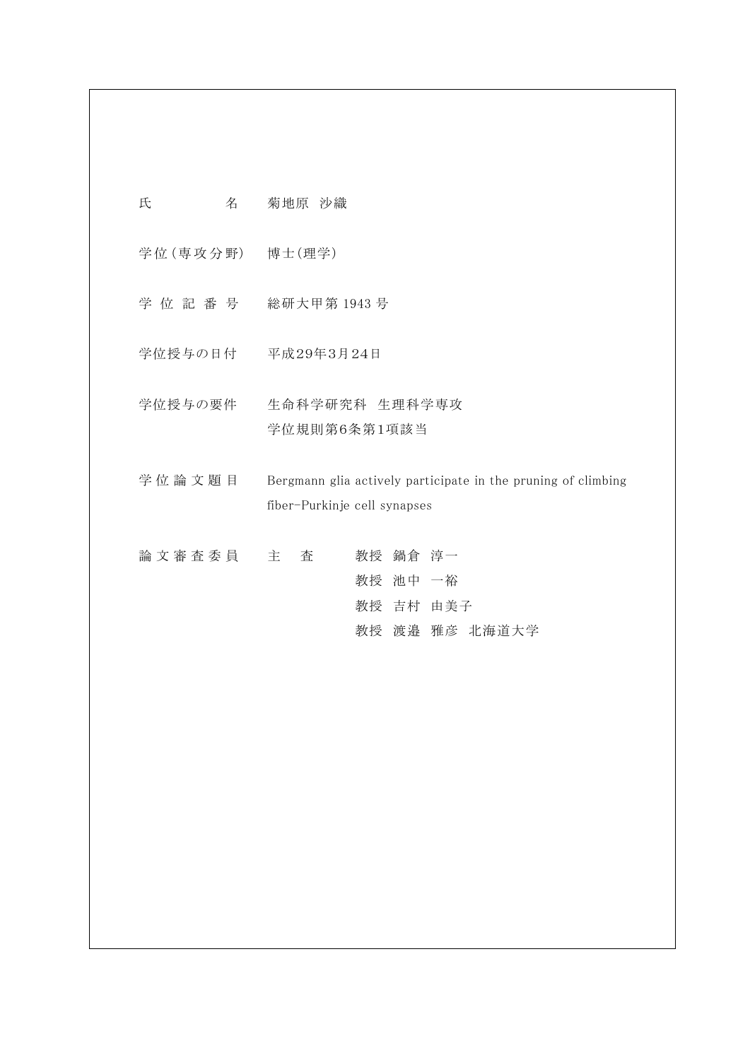| | |
|---|---|
| 氏　　　　名 | 菊地原　沙織 |
| 学位（専攻分野） | 博士(理学) |
| 学 位 記 番 号 | 総研大甲第 1943 号 |
| 学位授与の日付 | 平成29年3月24日 |
| 学位授与の要件 | 生命科学研究科　生理科学専攻<br>学位規則第6条第1項該当 |
| 学 位 論 文 題 目 | Bergmann glia actively participate in the pruning of climbing fiber-Purkinje cell synapses |
| 論 文 審 査 委 員 | 主　査　　教授　鍋倉　淳一<br>教授　池中　一裕<br>教授　吉村　由美子<br>教授　渡邉　雅彦　北海道大学 |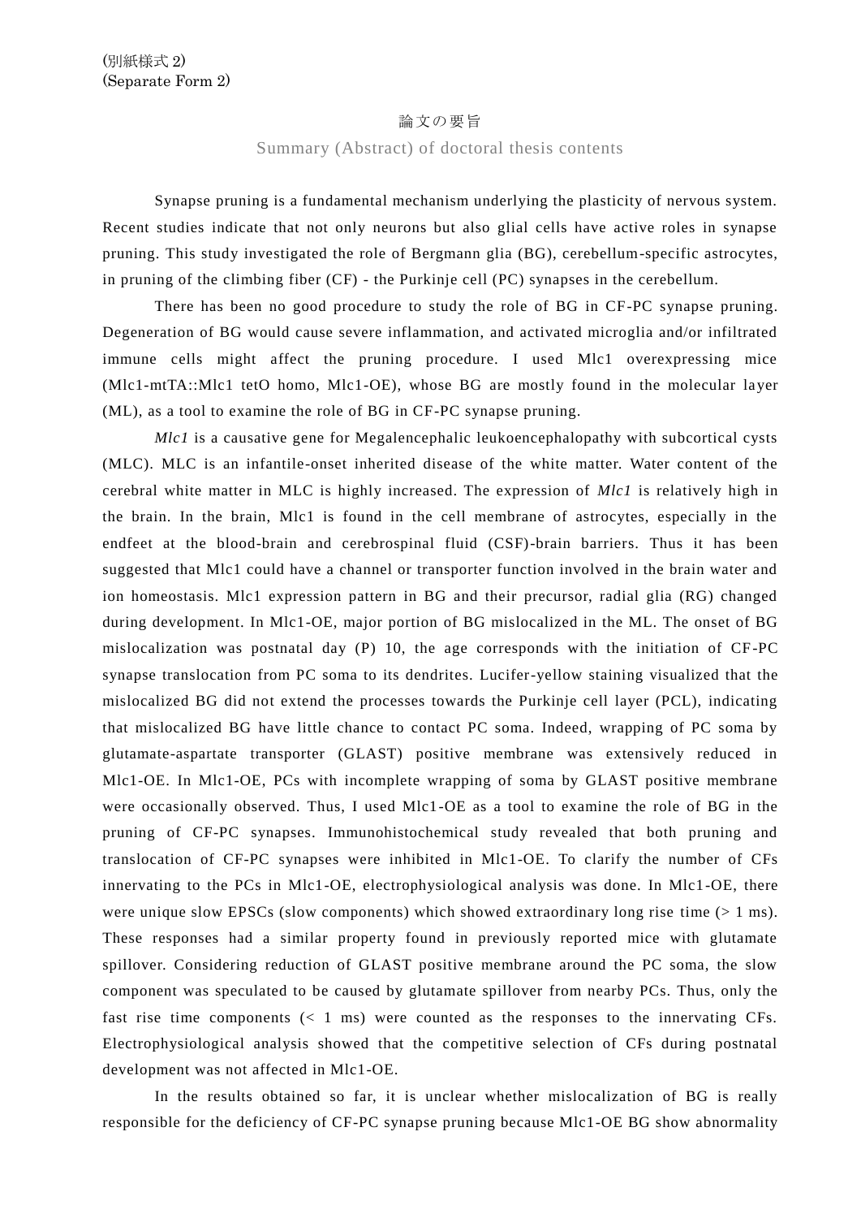(別紙様式 2)
(Separate Form 2)

# 論文の要旨

## Summary (Abstract) of doctoral thesis contents

Synapse pruning is a fundamental mechanism underlying the plasticity of nervous system. Recent studies indicate that not only neurons but also glial cells have active roles in synapse pruning. This study investigated the role of Bergmann glia (BG), cerebellum-specific astrocytes, in pruning of the climbing fiber (CF) - the Purkinje cell (PC) synapses in the cerebellum.

There has been no good procedure to study the role of BG in CF-PC synapse pruning. Degeneration of BG would cause severe inflammation, and activated microglia and/or infiltrated immune cells might affect the pruning procedure. I used Mlc1 overexpressing mice (Mlc1-mtTA::Mlc1 tetO homo, Mlc1-OE), whose BG are mostly found in the molecular layer (ML), as a tool to examine the role of BG in CF-PC synapse pruning.

*Mlc1* is a causative gene for Megalencephalic leukoencephalopathy with subcortical cysts (MLC). MLC is an infantile-onset inherited disease of the white matter. Water content of the cerebral white matter in MLC is highly increased. The expression of *Mlc1* is relatively high in the brain. In the brain, Mlc1 is found in the cell membrane of astrocytes, especially in the endfeet at the blood-brain and cerebrospinal fluid (CSF)-brain barriers. Thus it has been suggested that Mlc1 could have a channel or transporter function involved in the brain water and ion homeostasis. Mlc1 expression pattern in BG and their precursor, radial glia (RG) changed during development. In Mlc1-OE, major portion of BG mislocalized in the ML. The onset of BG mislocalization was postnatal day (P) 10, the age corresponds with the initiation of CF-PC synapse translocation from PC soma to its dendrites. Lucifer-yellow staining visualized that the mislocalized BG did not extend the processes towards the Purkinje cell layer (PCL), indicating that mislocalized BG have little chance to contact PC soma. Indeed, wrapping of PC soma by glutamate-aspartate transporter (GLAST) positive membrane was extensively reduced in Mlc1-OE. In Mlc1-OE, PCs with incomplete wrapping of soma by GLAST positive membrane were occasionally observed. Thus, I used Mlc1-OE as a tool to examine the role of BG in the pruning of CF-PC synapses. Immunohistochemical study revealed that both pruning and translocation of CF-PC synapses were inhibited in Mlc1-OE. To clarify the number of CFs innervating to the PCs in Mlc1-OE, electrophysiological analysis was done. In Mlc1-OE, there were unique slow EPSCs (slow components) which showed extraordinary long rise time (> 1 ms). These responses had a similar property found in previously reported mice with glutamate spillover. Considering reduction of GLAST positive membrane around the PC soma, the slow component was speculated to be caused by glutamate spillover from nearby PCs. Thus, only the fast rise time components (< 1 ms) were counted as the responses to the innervating CFs. Electrophysiological analysis showed that the competitive selection of CFs during postnatal development was not affected in Mlc1-OE.

In the results obtained so far, it is unclear whether mislocalization of BG is really responsible for the deficiency of CF-PC synapse pruning because Mlc1-OE BG show abnormality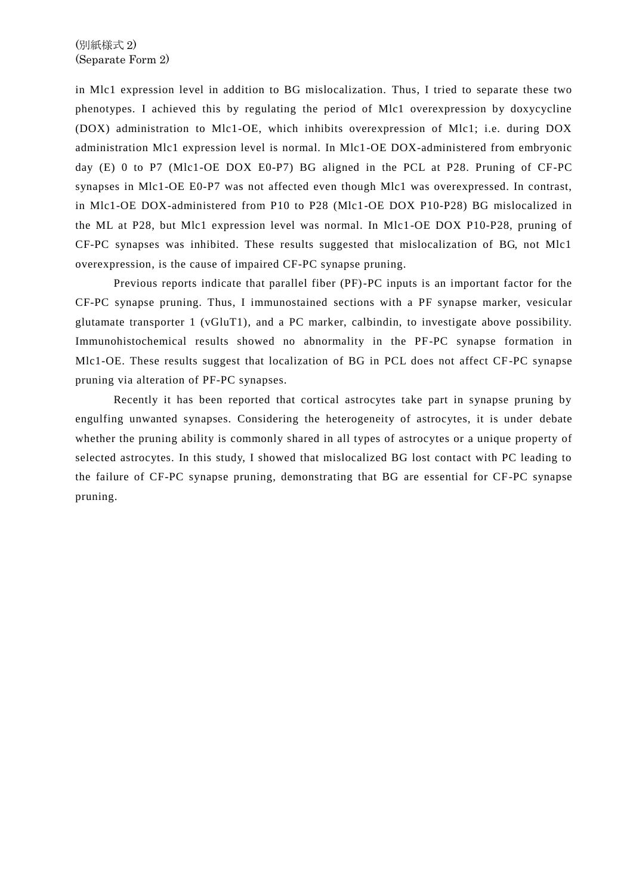in Mlc1 expression level in addition to BG mislocalization. Thus, I tried to separate these two phenotypes. I achieved this by regulating the period of Mlc1 overexpression by doxycycline (DOX) administration to Mlc1-OE, which inhibits overexpression of Mlc1; i.e. during DOX administration Mlc1 expression level is normal. In Mlc1-OE DOX-administered from embryonic day (E) 0 to P7 (Mlc1-OE DOX E0-P7) BG aligned in the PCL at P28. Pruning of CF-PC synapses in Mlc1-OE E0-P7 was not affected even though Mlc1 was overexpressed. In contrast, in Mlc1-OE DOX-administered from P10 to P28 (Mlc1-OE DOX P10-P28) BG mislocalized in the ML at P28, but Mlc1 expression level was normal. In Mlc1-OE DOX P10-P28, pruning of CF-PC synapses was inhibited. These results suggested that mislocalization of BG, not Mlc1 overexpression, is the cause of impaired CF-PC synapse pruning.

Previous reports indicate that parallel fiber (PF)-PC inputs is an important factor for the CF-PC synapse pruning. Thus, I immunostained sections with a PF synapse marker, vesicular glutamate transporter 1 (vGluT1), and a PC marker, calbindin, to investigate above possibility. Immunohistochemical results showed no abnormality in the PF-PC synapse formation in Mlc1-OE. These results suggest that localization of BG in PCL does not affect CF-PC synapse pruning via alteration of PF-PC synapses.

Recently it has been reported that cortical astrocytes take part in synapse pruning by engulfing unwanted synapses. Considering the heterogeneity of astrocytes, it is under debate whether the pruning ability is commonly shared in all types of astrocytes or a unique property of selected astrocytes. In this study, I showed that mislocalized BG lost contact with PC leading to the failure of CF-PC synapse pruning, demonstrating that BG are essential for CF-PC synapse pruning.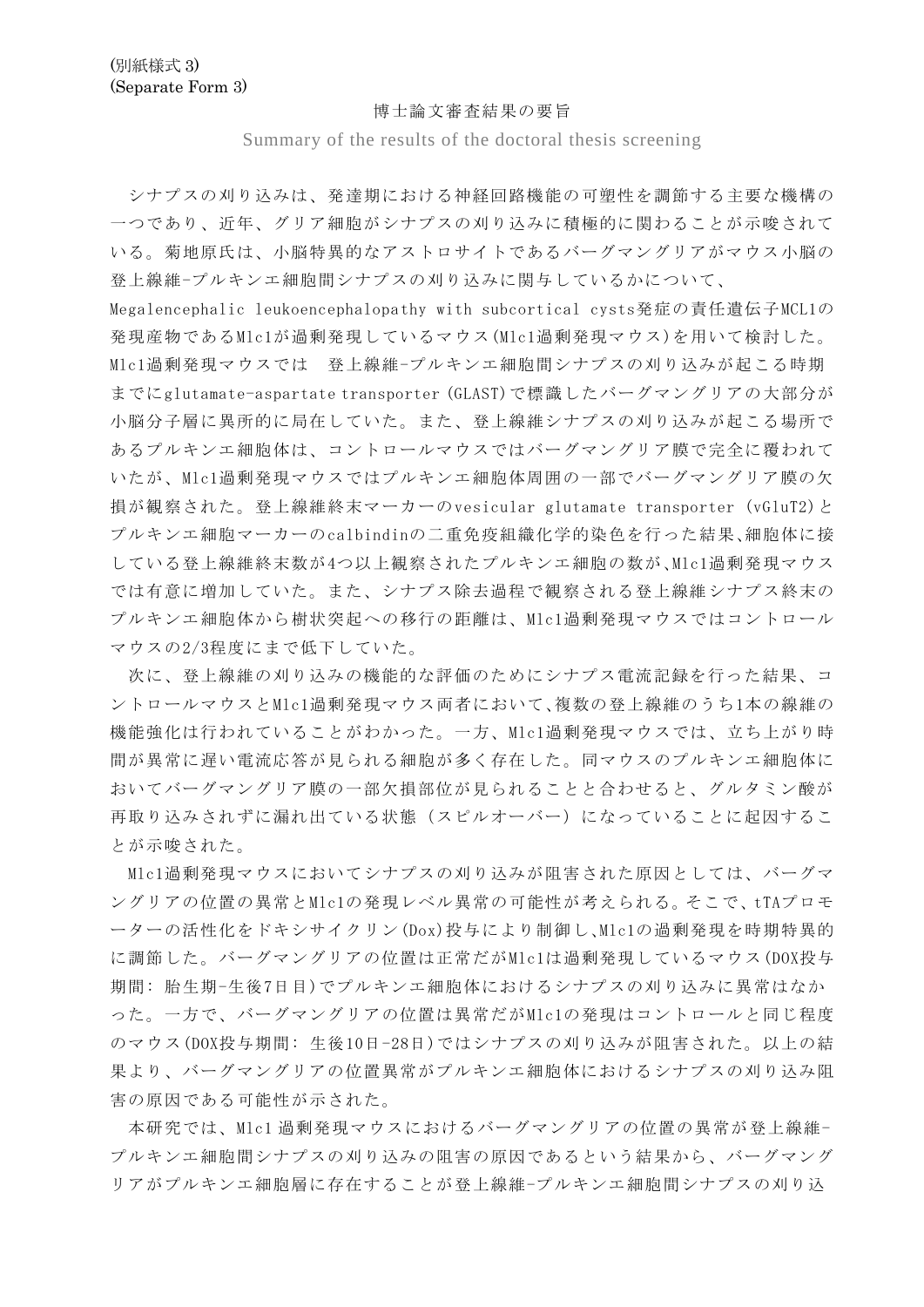(別紙様式 3)
(Separate Form 3)

# 博士論文審査結果の要旨

Summary of the results of the doctoral thesis screening

シナプスの刈り込みは、発達期における神経回路機能の可塑性を調節する主要な機構の一つであり、近年、グリア細胞がシナプスの刈り込みに積極的に関わることが示唆されている。菊地原氏は、小脳特異的なアストロサイトであるバーグマングリアがマウス小脳の登上線維-プルキンエ細胞間シナプスの刈り込みに関与しているかについて、Megalencephalic leukoencephalopathy with subcortical cysts発症の責任遺伝子MCL1の発現産物であるMlc1が過剰発現しているマウス(Mlc1過剰発現マウス)を用いて検討した。Mlc1過剰発現マウスでは 登上線維-プルキンエ細胞間シナプスの刈り込みが起こる時期までにglutamate-aspartate transporter (GLAST)で標識したバーグマングリアの大部分が小脳分子層に異所的に局在していた。また、登上線維シナプスの刈り込みが起こる場所であるプルキンエ細胞体は、コントロールマウスではバーグマングリア膜で完全に覆われていたが、Mlc1過剰発現マウスではプルキンエ細胞体周囲の一部でバーグマングリア膜の欠損が観察された。登上線維終末マーカーのvesicular glutamate transporter (vGluT2)とプルキンエ細胞マーカーのcalbindinの二重免疫組織化学的染色を行った結果、細胞体に接している登上線維終末数が4つ以上観察されたプルキンエ細胞の数が、Mlc1過剰発現マウスでは有意に増加していた。また、シナプス除去過程で観察される登上線維シナプス終末のプルキンエ細胞体から樹状突起への移行の距離は、Mlc1過剰発現マウスではコントロールマウスの2/3程度にまで低下していた。

次に、登上線維の刈り込みの機能的な評価のためにシナプス電流記録を行った結果、コントロールマウスとMlc1過剰発現マウス両者において、複数の登上線維のうち1本の線維の機能強化は行われていることがわかった。一方、Mlc1過剰発現マウスでは、立ち上がり時間が異常に遅い電流応答が見られる細胞が多く存在した。同マウスのプルキンエ細胞体においてバーグマングリア膜の一部欠損部位が見られることと合わせると、グルタミン酸が再取り込みされずに漏れ出ている状態（スピルオーバー）になっていることに起因することが示唆された。

Mlc1過剰発現マウスにおいてシナプスの刈り込みが阻害された原因としては、バーグマングリアの位置の異常とMlc1の発現レベル異常の可能性が考えられる。そこで、tTAプロモーターの活性化をドキシサイクリン(Dox)投与により制御し、Mlc1の過剰発現を時期特異的に調節した。バーグマングリアの位置は正常だがMlc1は過剰発現しているマウス(DOX投与期間: 胎生期-生後7日目)でプルキンエ細胞体におけるシナプスの刈り込みに異常はなかった。一方で、バーグマングリアの位置は異常だがMlc1の発現はコントロールと同じ程度のマウス(DOX投与期間: 生後10日-28日)ではシナプスの刈り込みが阻害された。以上の結果より、バーグマングリアの位置異常がプルキンエ細胞体におけるシナプスの刈り込み阻害の原因である可能性が示された。

本研究では、Mlc1 過剰発現マウスにおけるバーグマングリアの位置の異常が登上線維-プルキンエ細胞間シナプスの刈り込みの阻害の原因であるという結果から、バーグマングリアがプルキンエ細胞層に存在することが登上線維-プルキンエ細胞間シナプスの刈り込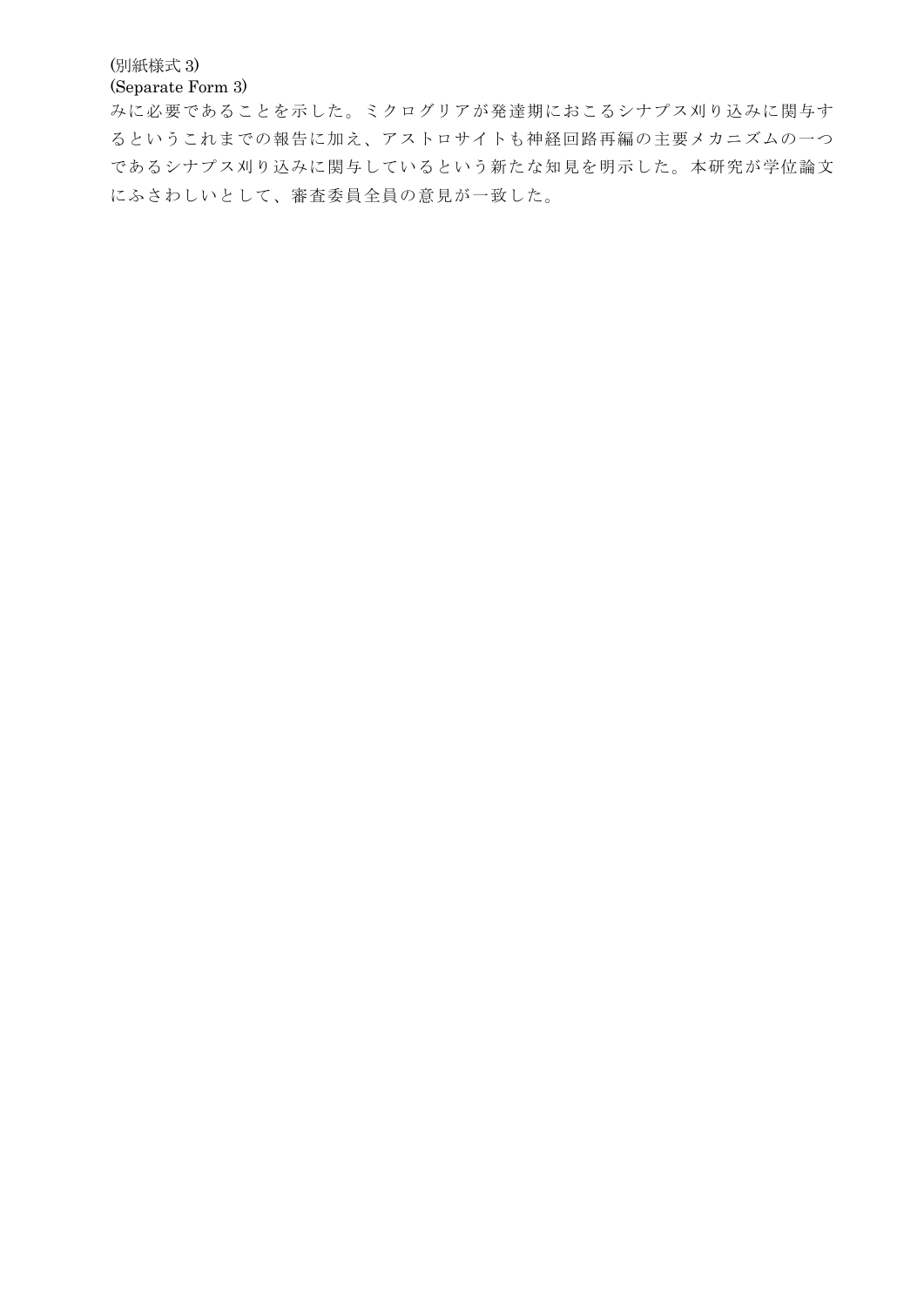(別紙様式 3)
(Separate Form 3)

みに必要であることを示した。ミクログリアが発達期におこるシナプス刈り込みに関与するというこれまでの報告に加え、アストロサイトも神経回路再編の主要メカニズムの一つであるシナプス刈り込みに関与しているという新たな知見を明示した。本研究が学位論文にふさわしいとして、審査委員全員の意見が一致した。